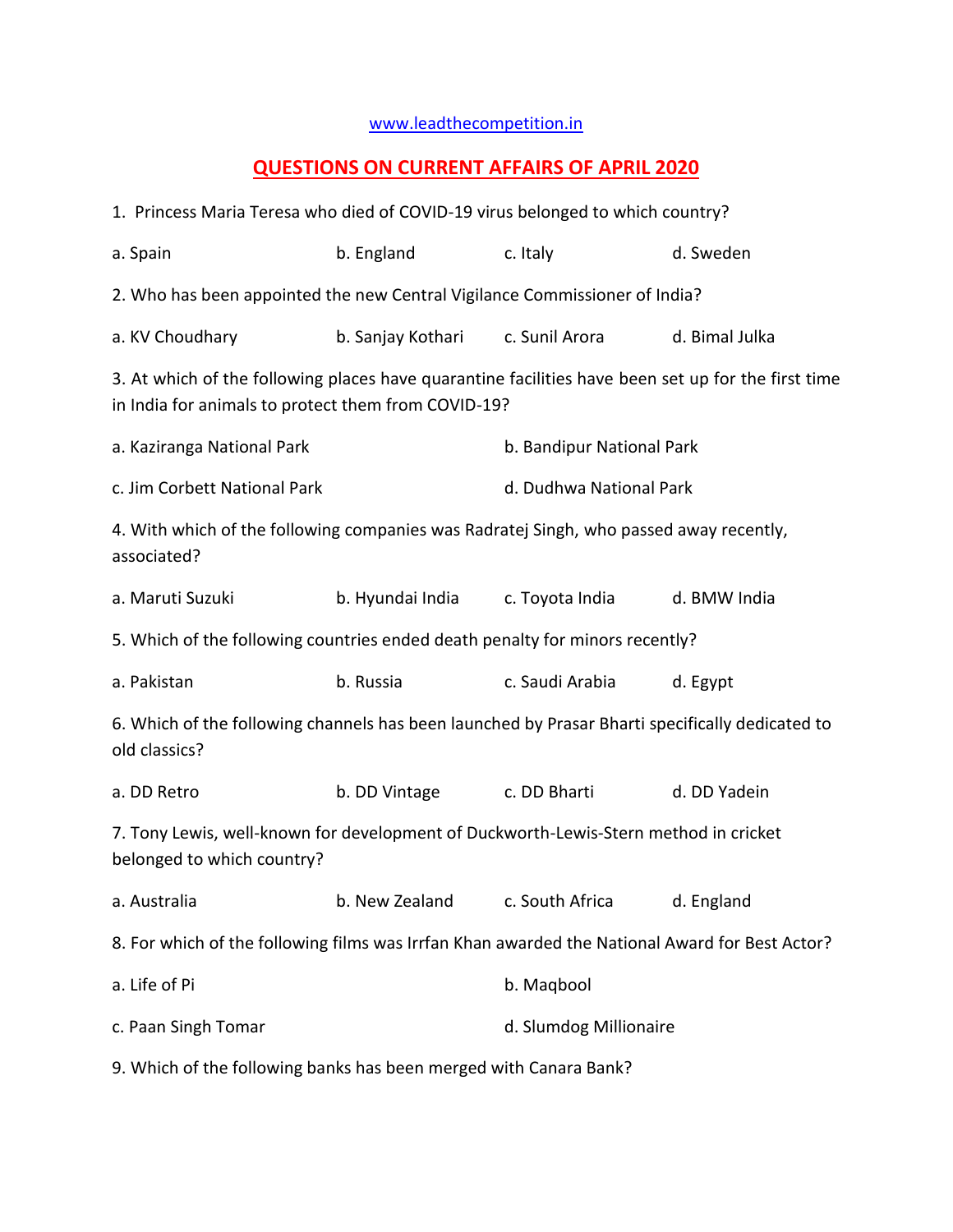www.leadthecompetition.in

# QUESTIONS ON CURRENT AFFAIRS OF APRIL 2020

1. Princess Maria Teresa who died of COVID-19 virus belonged to which country?

a. Spain  b. England  c. Italy  d. Sweden

2. Who has been appointed the new Central Vigilance Commissioner of India?

a. KV Choudhary  b. Sanjay Kothari  c. Sunil Arora  d. Bimal Julka

3. At which of the following places have quarantine facilities have been set up for the first time in India for animals to protect them from COVID-19?

a. Kaziranga National Park  b. Bandipur National Park

c. Jim Corbett National Park  d. Dudhwa National Park

4. With which of the following companies was Radratej Singh, who passed away recently, associated?

a. Maruti Suzuki  b. Hyundai India  c. Toyota India  d. BMW India

5. Which of the following countries ended death penalty for minors recently?

a. Pakistan  b. Russia  c. Saudi Arabia  d. Egypt

6. Which of the following channels has been launched by Prasar Bharti specifically dedicated to old classics?

a. DD Retro  b. DD Vintage  c. DD Bharti  d. DD Yadein

7. Tony Lewis, well-known for development of Duckworth-Lewis-Stern method in cricket belonged to which country?

a. Australia  b. New Zealand  c. South Africa  d. England

8. For which of the following films was Irrfan Khan awarded the National Award for Best Actor?

a. Life of Pi  b. Maqbool

c. Paan Singh Tomar  d. Slumdog Millionaire

9. Which of the following banks has been merged with Canara Bank?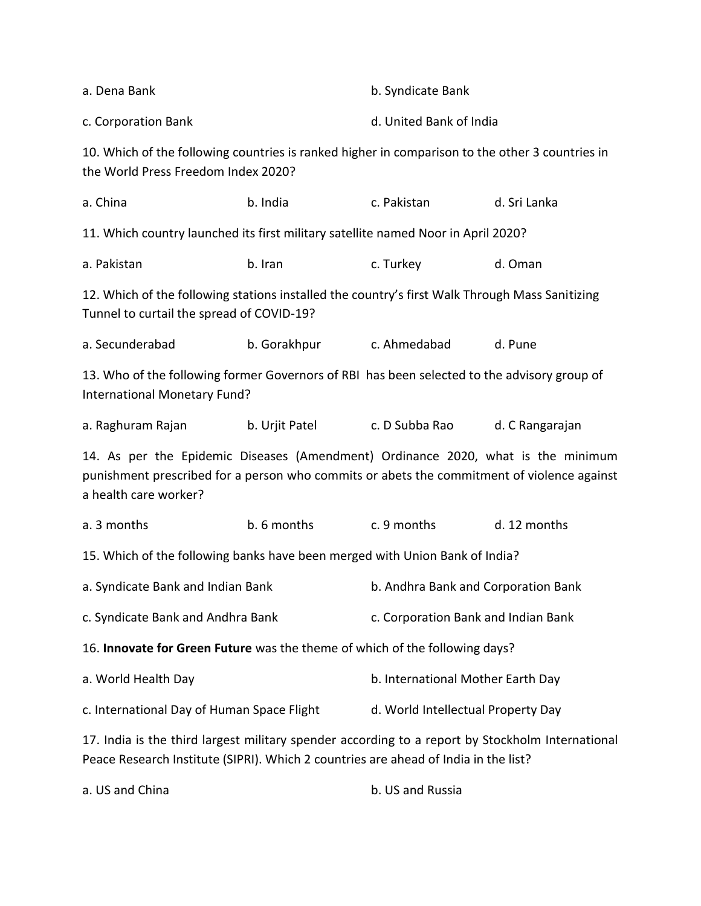a. Dena Bank

b. Syndicate Bank

c. Corporation Bank

d. United Bank of India

10. Which of the following countries is ranked higher in comparison to the other 3 countries in the World Press Freedom Index 2020?

a. China b. India c. Pakistan d. Sri Lanka

11. Which country launched its first military satellite named Noor in April 2020?

a. Pakistan b. Iran c. Turkey d. Oman

12. Which of the following stations installed the country's first Walk Through Mass Sanitizing Tunnel to curtail the spread of COVID-19?

a. Secunderabad b. Gorakhpur c. Ahmedabad d. Pune

13. Who of the following former Governors of RBI has been selected to the advisory group of International Monetary Fund?

a. Raghuram Rajan b. Urjit Patel c. D Subba Rao d. C Rangarajan

14. As per the Epidemic Diseases (Amendment) Ordinance 2020, what is the minimum punishment prescribed for a person who commits or abets the commitment of violence against a health care worker?

a. 3 months b. 6 months c. 9 months d. 12 months

15. Which of the following banks have been merged with Union Bank of India?

a. Syndicate Bank and Indian Bank

b. Andhra Bank and Corporation Bank

c. Syndicate Bank and Andhra Bank

c. Corporation Bank and Indian Bank

16. **Innovate for Green Future** was the theme of which of the following days?

a. World Health Day

b. International Mother Earth Day

c. International Day of Human Space Flight

d. World Intellectual Property Day

17. India is the third largest military spender according to a report by Stockholm International Peace Research Institute (SIPRI). Which 2 countries are ahead of India in the list?

a. US and China

b. US and Russia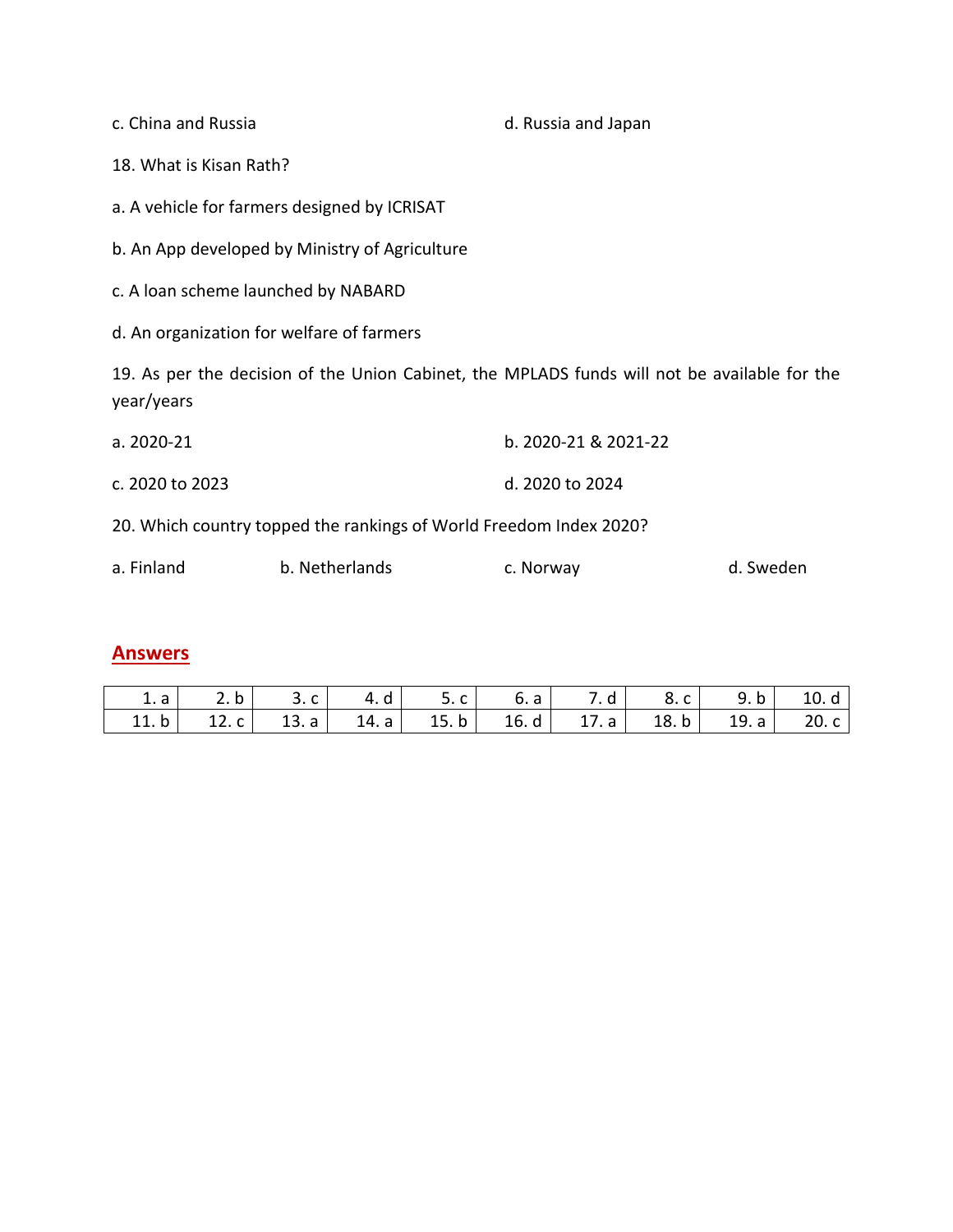c. China and Russia

d. Russia and Japan

18. What is Kisan Rath?

a. A vehicle for farmers designed by ICRISAT

b. An App developed by Ministry of Agriculture

c. A loan scheme launched by NABARD

d. An organization for welfare of farmers

19. As per the decision of the Union Cabinet, the MPLADS funds will not be available for the year/years

a. 2020-21

b. 2020-21 & 2021-22

c. 2020 to 2023

d. 2020 to 2024

20. Which country topped the rankings of World Freedom Index 2020?

a. Finland

b. Netherlands

c. Norway

d. Sweden

## Answers

| | | | | | | | | | |
|---|---|---|---|---|---|---|---|---|---|
| 1. a | 2. b | 3. c | 4. d | 5. c | 6. a | 7. d | 8. c | 9. b | 10. d |
| 11. b | 12. c | 13. a | 14. a | 15. b | 16. d | 17. a | 18. b | 19. a | 20. c |